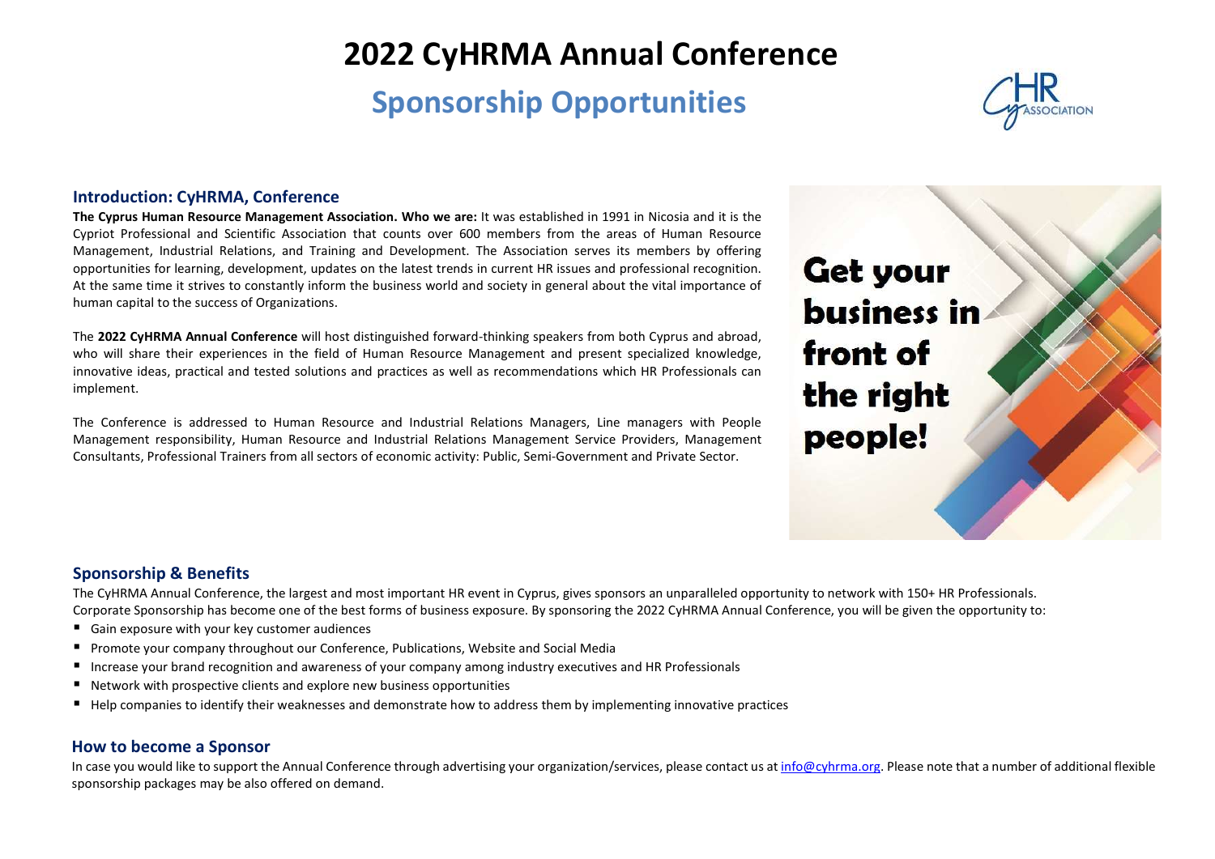# 2022 CyHRMA Annual Conference

## Sponsorship Opportunities

### Introduction: CyHRMA, Conference

**The Cyprus Human Resource Management Association. Who we are:** It was established in 1991 in Nicosia and it is the Cypriot Professional and Scientific Association that counts over 600 members from the areas of Human Resource Management, Industrial Relations, and Training and Development. The Association serves its members by offering opportunities for learning, development, updates on the latest trends in current HR issues and professional recognition. At the same time it strives to constantly inform the business world and society in general about the vital importance of human capital to the success of Organizations.

The **2022 CyHRMA Annual Conference** will host distinguished forward-thinking speakers from both Cyprus and abroad, who will share their experiences in the field of Human Resource Management and present specialized knowledge, innovative ideas, practical and tested solutions and practices as well as recommendations which HR Professionals can implement.

The Conference is addressed to Human Resource and Industrial Relations Managers, Line managers with People Management responsibility, Human Resource and Industrial Relations Management Service Providers, Management Consultants, Professional Trainers from all sectors of economic activity: Public, Semi-Government and Private Sector.

**Get your business in front of the right people!**

### Sponsorship & Benefits

The CyHRMA Annual Conference, the largest and most important HR event in Cyprus, gives sponsors an unparalleled opportunity to network with 150+ HR Professionals.
Corporate Sponsorship has become one of the best forms of business exposure. By sponsoring the 2022 CyHRMA Annual Conference, you will be given the opportunity to:

- Gain exposure with your key customer audiences
- Promote your company throughout our Conference, Publications, Website and Social Media
- Increase your brand recognition and awareness of your company among industry executives and HR Professionals
- Network with prospective clients and explore new business opportunities
- Help companies to identify their weaknesses and demonstrate how to address them by implementing innovative practices

### How to become a Sponsor

In case you would like to support the Annual Conference through advertising your organization/services, please contact us at info@cyhrma.org. Please note that a number of additional flexible sponsorship packages may be also offered on demand.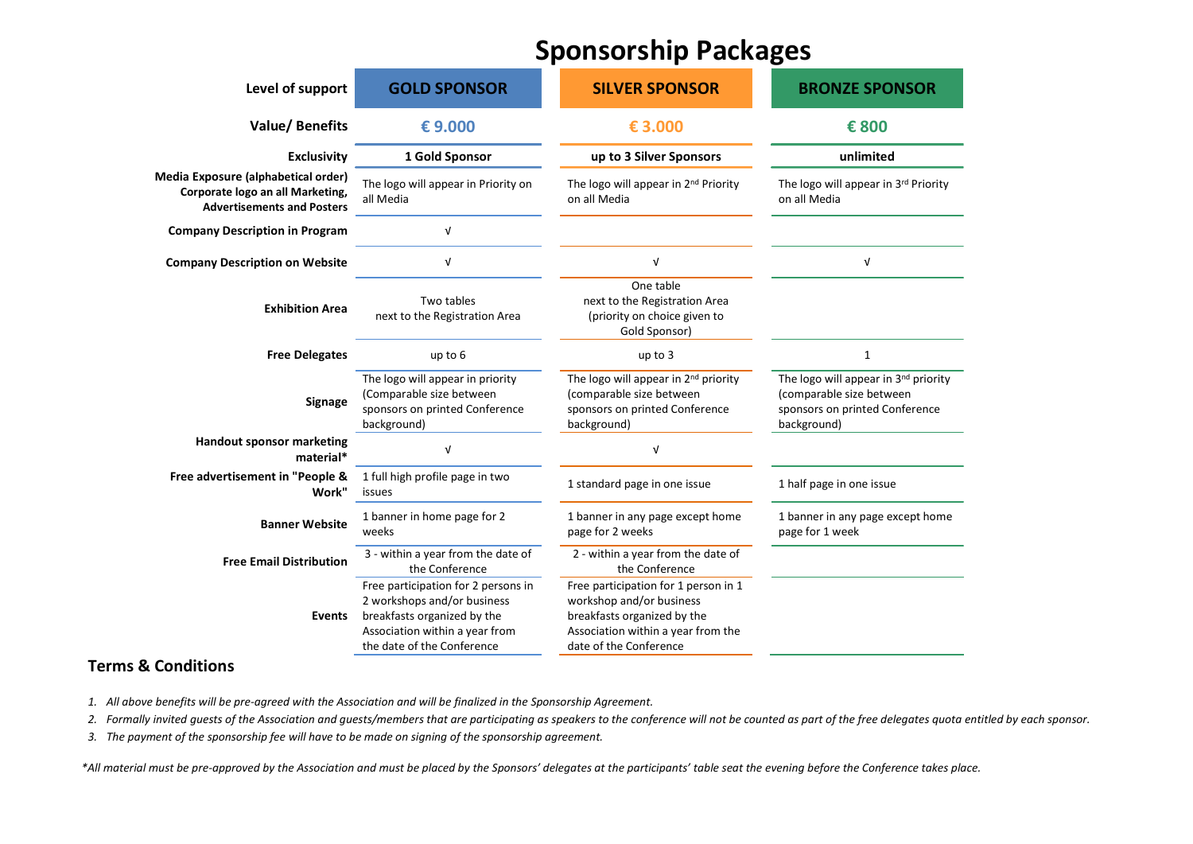# Sponsorship Packages

| Level of support | GOLD SPONSOR | SILVER SPONSOR | BRONZE SPONSOR |
|---|---|---|---|
| Value/ Benefits | € 9.000 | € 3.000 | € 800 |
| Exclusivity | 1 Gold Sponsor | up to 3 Silver Sponsors | unlimited |
| Media Exposure (alphabetical order) Corporate logo an all Marketing, Advertisements and Posters | The logo will appear in Priority on all Media | The logo will appear in 2nd Priority on all Media | The logo will appear in 3rd Priority on all Media |
| Company Description in Program | √ | | |
| Company Description on Website | √ | √ | √ |
| Exhibition Area | Two tables next to the Registration Area | One table next to the Registration Area (priority on choice given to Gold Sponsor) | |
| Free Delegates | up to 6 | up to 3 | 1 |
| Signage | The logo will appear in priority (Comparable size between sponsors on printed Conference background) | The logo will appear in 2nd priority (comparable size between sponsors on printed Conference background) | The logo will appear in 3nd priority (comparable size between sponsors on printed Conference background) |
| Handout sponsor marketing material* | √ | √ | |
| Free advertisement in "People & Work" | 1 full high profile page in two issues | 1 standard page in one issue | 1 half page in one issue |
| Banner Website | 1 banner in home page for 2 weeks | 1 banner in any page except home page for 2 weeks | 1 banner in any page except home page for 1 week |
| Free Email Distribution | 3 - within a year from the date of the Conference | 2 - within a year from the date of the Conference | |
| Events | Free participation for 2 persons in 2 workshops and/or business breakfasts organized by the Association within a year from the date of the Conference | Free participation for 1 person in 1 workshop and/or business breakfasts organized by the Association within a year from the date of the Conference | |

## Terms & Conditions

1. *All above benefits will be pre-agreed with the Association and will be finalized in the Sponsorship Agreement.*
2. *Formally invited guests of the Association and guests/members that are participating as speakers to the conference will not be counted as part of the free delegates quota entitled by each sponsor.*
3. *The payment of the sponsorship fee will have to be made on signing of the sponsorship agreement.*

**All material must be pre-approved by the Association and must be placed by the Sponsors' delegates at the participants' table seat the evening before the Conference takes place.*